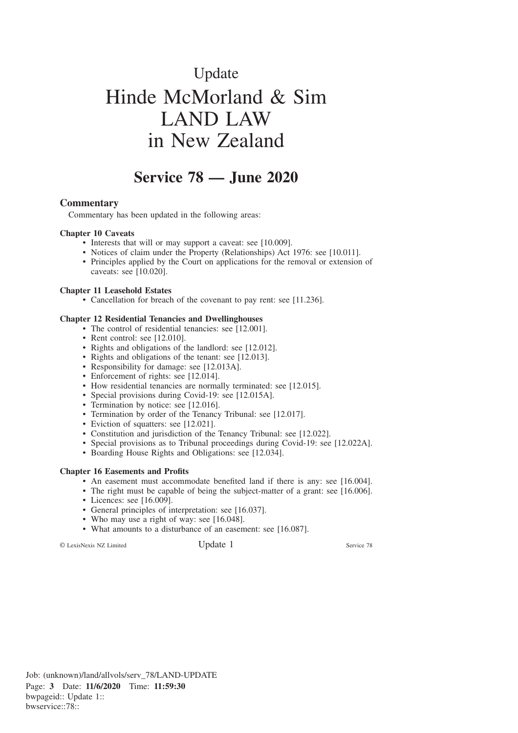# Update

# Hinde McMorland & Sim LAND LAW in New Zealand

## Service 78 — June 2020

### Commentary

Commentary has been updated in the following areas:

**Chapter 10 Caveats**

- Interests that will or may support a caveat: see [10.009].
- Notices of claim under the Property (Relationships) Act 1976: see [10.011].
- Principles applied by the Court on applications for the removal or extension of caveats: see [10.020].

**Chapter 11 Leasehold Estates**

- Cancellation for breach of the covenant to pay rent: see [11.236].

**Chapter 12 Residential Tenancies and Dwellinghouses**

- The control of residential tenancies: see [12.001].
- Rent control: see [12.010].
- Rights and obligations of the landlord: see [12.012].
- Rights and obligations of the tenant: see [12.013].
- Responsibility for damage: see [12.013A].
- Enforcement of rights: see [12.014].
- How residential tenancies are normally terminated: see [12.015].
- Special provisions during Covid-19: see [12.015A].
- Termination by notice: see [12.016].
- Termination by order of the Tenancy Tribunal: see [12.017].
- Eviction of squatters: see [12.021].
- Constitution and jurisdiction of the Tenancy Tribunal: see [12.022].
- Special provisions as to Tribunal proceedings during Covid-19: see [12.022A].
- Boarding House Rights and Obligations: see [12.034].

**Chapter 16 Easements and Profits**

- An easement must accommodate benefited land if there is any: see [16.004].
- The right must be capable of being the subject-matter of a grant: see [16.006].
- Licences: see [16.009].
- General principles of interpretation: see [16.037].
- Who may use a right of way: see [16.048].
- What amounts to a disturbance of an easement: see [16.087].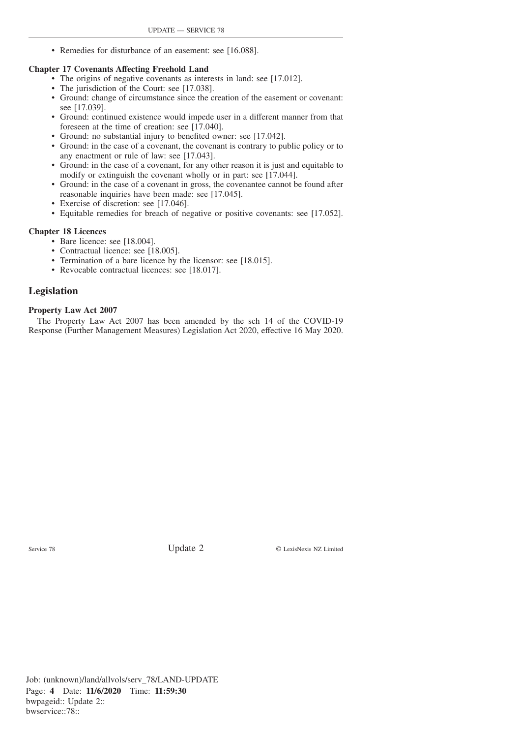- Remedies for disturbance of an easement: see [16.088].

### Chapter 17 Covenants Affecting Freehold Land

- The origins of negative covenants as interests in land: see [17.012].
- The jurisdiction of the Court: see [17.038].
- Ground: change of circumstance since the creation of the easement or covenant: see [17.039].
- Ground: continued existence would impede user in a different manner from that foreseen at the time of creation: see [17.040].
- Ground: no substantial injury to benefited owner: see [17.042].
- Ground: in the case of a covenant, the covenant is contrary to public policy or to any enactment or rule of law: see [17.043].
- Ground: in the case of a covenant, for any other reason it is just and equitable to modify or extinguish the covenant wholly or in part: see [17.044].
- Ground: in the case of a covenant in gross, the covenantee cannot be found after reasonable inquiries have been made: see [17.045].
- Exercise of discretion: see [17.046].
- Equitable remedies for breach of negative or positive covenants: see [17.052].

### Chapter 18 Licences

- Bare licence: see [18.004].
- Contractual licence: see [18.005].
- Termination of a bare licence by the licensor: see [18.015].
- Revocable contractual licences: see [18.017].

## Legislation

### Property Law Act 2007

The Property Law Act 2007 has been amended by the sch 14 of the COVID-19 Response (Further Management Measures) Legislation Act 2020, effective 16 May 2020.